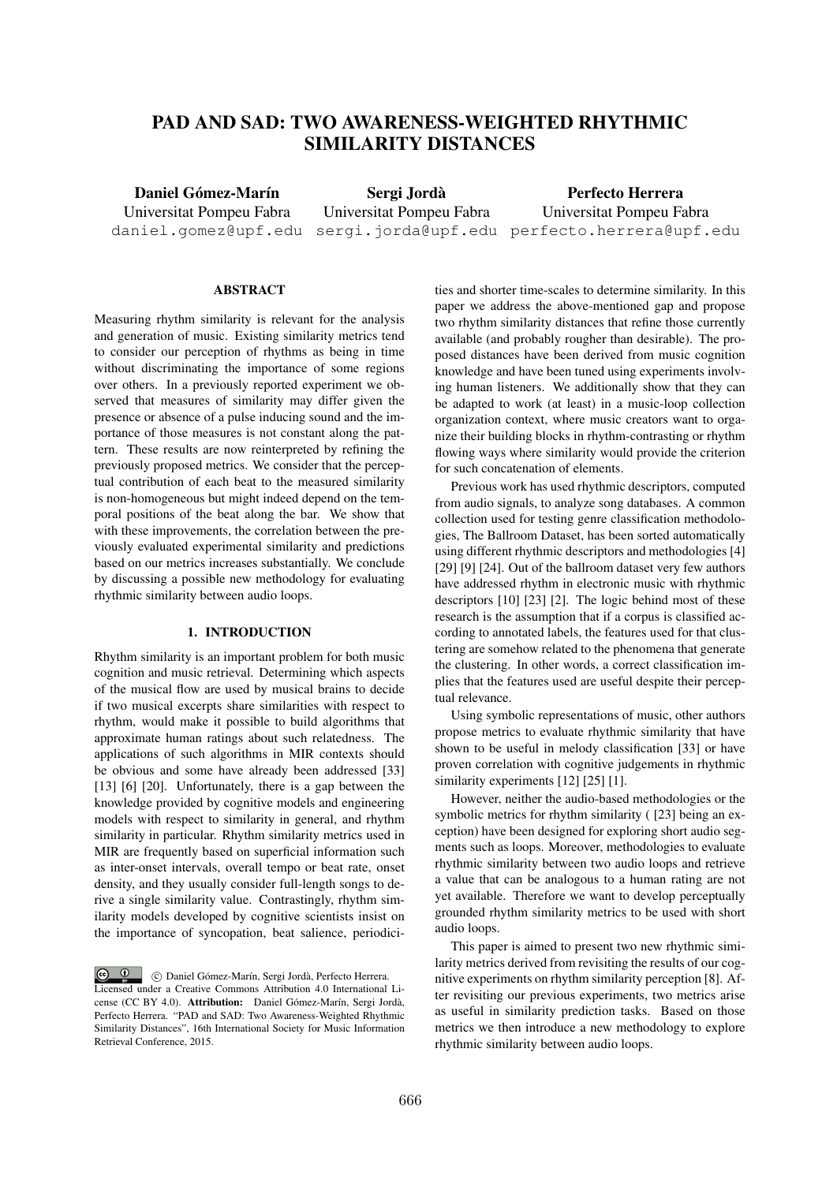# PAD AND SAD: TWO AWARENESS-WEIGHTED RHYTHMIC SIMILARITY DISTANCES

**Daniel Gómez-Marín**
Universitat Pompeu Fabra
daniel.gomez@upf.edu

**Sergi Jordà**
Universitat Pompeu Fabra
sergi.jorda@upf.edu

**Perfecto Herrera**
Universitat Pompeu Fabra
perfecto.herrera@upf.edu

## ABSTRACT

Measuring rhythm similarity is relevant for the analysis and generation of music. Existing similarity metrics tend to consider our perception of rhythms as being in time without discriminating the importance of some regions over others. In a previously reported experiment we observed that measures of similarity may differ given the presence or absence of a pulse inducing sound and the importance of those measures is not constant along the pattern. These results are now reinterpreted by refining the previously proposed metrics. We consider that the perceptual contribution of each beat to the measured similarity is non-homogeneous but might indeed depend on the temporal positions of the beat along the bar. We show that with these improvements, the correlation between the previously evaluated experimental similarity and predictions based on our metrics increases substantially. We conclude by discussing a possible new methodology for evaluating rhythmic similarity between audio loops.

## 1. INTRODUCTION

Rhythm similarity is an important problem for both music cognition and music retrieval. Determining which aspects of the musical flow are used by musical brains to decide if two musical excerpts share similarities with respect to rhythm, would make it possible to build algorithms that approximate human ratings about such relatedness. The applications of such algorithms in MIR contexts should be obvious and some have already been addressed [33] [13] [6] [20]. Unfortunately, there is a gap between the knowledge provided by cognitive models and engineering models with respect to similarity in general, and rhythm similarity in particular. Rhythm similarity metrics used in MIR are frequently based on superficial information such as inter-onset intervals, overall tempo or beat rate, onset density, and they usually consider full-length songs to derive a single similarity value. Contrastingly, rhythm similarity models developed by cognitive scientists insist on the importance of syncopation, beat salience, periodicities and shorter time-scales to determine similarity. In this paper we address the above-mentioned gap and propose two rhythm similarity distances that refine those currently available (and probably rougher than desirable). The proposed distances have been derived from music cognition knowledge and have been tuned using experiments involving human listeners. We additionally show that they can be adapted to work (at least) in a music-loop collection organization context, where music creators want to organize their building blocks in rhythm-contrasting or rhythm flowing ways where similarity would provide the criterion for such concatenation of elements.

Previous work has used rhythmic descriptors, computed from audio signals, to analyze song databases. A common collection used for testing genre classification methodologies, The Ballroom Dataset, has been sorted automatically using different rhythmic descriptors and methodologies [4] [29] [9] [24]. Out of the ballroom dataset very few authors have addressed rhythm in electronic music with rhythmic descriptors [10] [23] [2]. The logic behind most of these research is the assumption that if a corpus is classified according to annotated labels, the features used for that clustering are somehow related to the phenomena that generate the clustering. In other words, a correct classification implies that the features used are useful despite their perceptual relevance.

Using symbolic representations of music, other authors propose metrics to evaluate rhythmic similarity that have shown to be useful in melody classification [33] or have proven correlation with cognitive judgements in rhythmic similarity experiments [12] [25] [1].

However, neither the audio-based methodologies or the symbolic metrics for rhythm similarity ( [23] being an exception) have been designed for exploring short audio segments such as loops. Moreover, methodologies to evaluate rhythmic similarity between two audio loops and retrieve a value that can be analogous to a human rating are not yet available. Therefore we want to develop perceptually grounded rhythm similarity metrics to be used with short audio loops.

This paper is aimed to present two new rhythmic similarity metrics derived from revisiting the results of our cognitive experiments on rhythm similarity perception [8]. After revisiting our previous experiments, two metrics arise as useful in similarity prediction tasks. Based on those metrics we then introduce a new methodology to explore rhythmic similarity between audio loops.

© Daniel Gómez-Marín, Sergi Jordà, Perfecto Herrera. Licensed under a Creative Commons Attribution 4.0 International License (CC BY 4.0). **Attribution:** Daniel Gómez-Marín, Sergi Jordà, Perfecto Herrera. "PAD and SAD: Two Awareness-Weighted Rhythmic Similarity Distances", 16th International Society for Music Information Retrieval Conference, 2015.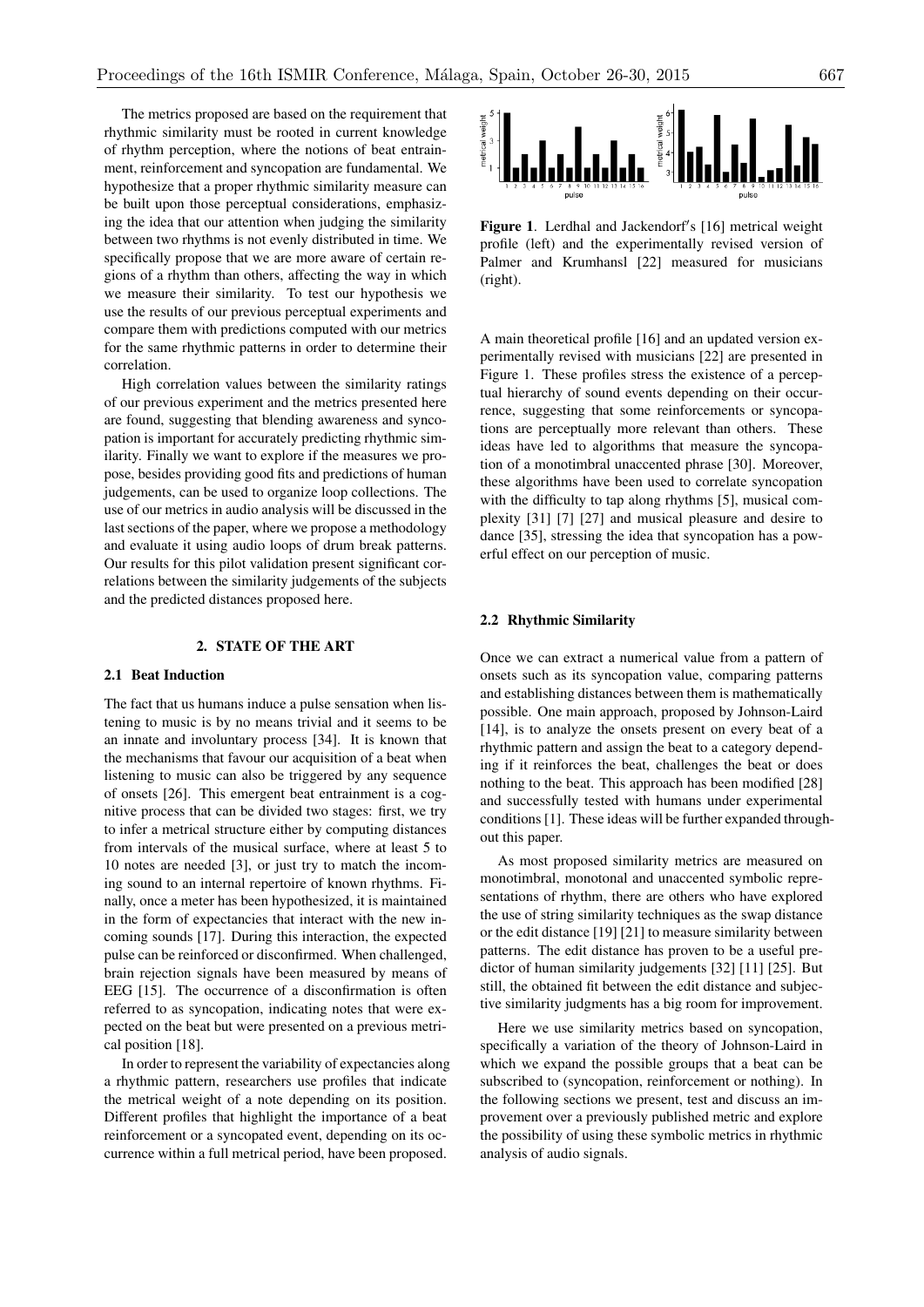The metrics proposed are based on the requirement that rhythmic similarity must be rooted in current knowledge of rhythm perception, where the notions of beat entrainment, reinforcement and syncopation are fundamental. We hypothesize that a proper rhythmic similarity measure can be built upon those perceptual considerations, emphasizing the idea that our attention when judging the similarity between two rhythms is not evenly distributed in time. We specifically propose that we are more aware of certain regions of a rhythm than others, affecting the way in which we measure their similarity. To test our hypothesis we use the results of our previous perceptual experiments and compare them with predictions computed with our metrics for the same rhythmic patterns in order to determine their correlation.

High correlation values between the similarity ratings of our previous experiment and the metrics presented here are found, suggesting that blending awareness and syncopation is important for accurately predicting rhythmic similarity. Finally we want to explore if the measures we propose, besides providing good fits and predictions of human judgements, can be used to organize loop collections. The use of our metrics in audio analysis will be discussed in the last sections of the paper, where we propose a methodology and evaluate it using audio loops of drum break patterns. Our results for this pilot validation present significant correlations between the similarity judgements of the subjects and the predicted distances proposed here.

## 2. STATE OF THE ART

### 2.1 Beat Induction

The fact that us humans induce a pulse sensation when listening to music is by no means trivial and it seems to be an innate and involuntary process [34]. It is known that the mechanisms that favour our acquisition of a beat when listening to music can also be triggered by any sequence of onsets [26]. This emergent beat entrainment is a cognitive process that can be divided two stages: first, we try to infer a metrical structure either by computing distances from intervals of the musical surface, where at least 5 to 10 notes are needed [3], or just try to match the incoming sound to an internal repertoire of known rhythms. Finally, once a meter has been hypothesized, it is maintained in the form of expectancies that interact with the new incoming sounds [17]. During this interaction, the expected pulse can be reinforced or disconfirmed. When challenged, brain rejection signals have been measured by means of EEG [15]. The occurrence of a disconfirmation is often referred to as syncopation, indicating notes that were expected on the beat but were presented on a previous metrical position [18].

In order to represent the variability of expectancies along a rhythmic pattern, researchers use profiles that indicate the metrical weight of a note depending on its position. Different profiles that highlight the importance of a beat reinforcement or a syncopated event, depending on its occurrence within a full metrical period, have been proposed.

**Figure 1**. Lerdhal and Jackendorf's [16] metrical weight profile (left) and the experimentally revised version of Palmer and Krumhansl [22] measured for musicians (right).

A main theoretical profile [16] and an updated version experimentally revised with musicians [22] are presented in Figure 1. These profiles stress the existence of a perceptual hierarchy of sound events depending on their occurrence, suggesting that some reinforcements or syncopations are perceptually more relevant than others. These ideas have led to algorithms that measure the syncopation of a monotimbral unaccented phrase [30]. Moreover, these algorithms have been used to correlate syncopation with the difficulty to tap along rhythms [5], musical complexity [31] [7] [27] and musical pleasure and desire to dance [35], stressing the idea that syncopation has a powerful effect on our perception of music.

### 2.2 Rhythmic Similarity

Once we can extract a numerical value from a pattern of onsets such as its syncopation value, comparing patterns and establishing distances between them is mathematically possible. One main approach, proposed by Johnson-Laird [14], is to analyze the onsets present on every beat of a rhythmic pattern and assign the beat to a category depending if it reinforces the beat, challenges the beat or does nothing to the beat. This approach has been modified [28] and successfully tested with humans under experimental conditions [1]. These ideas will be further expanded throughout this paper.

As most proposed similarity metrics are measured on monotimbral, monotonal and unaccented symbolic representations of rhythm, there are others who have explored the use of string similarity techniques as the swap distance or the edit distance [19] [21] to measure similarity between patterns. The edit distance has proven to be a useful predictor of human similarity judgements [32] [11] [25]. But still, the obtained fit between the edit distance and subjective similarity judgments has a big room for improvement.

Here we use similarity metrics based on syncopation, specifically a variation of the theory of Johnson-Laird in which we expand the possible groups that a beat can be subscribed to (syncopation, reinforcement or nothing). In the following sections we present, test and discuss an improvement over a previously published metric and explore the possibility of using these symbolic metrics in rhythmic analysis of audio signals.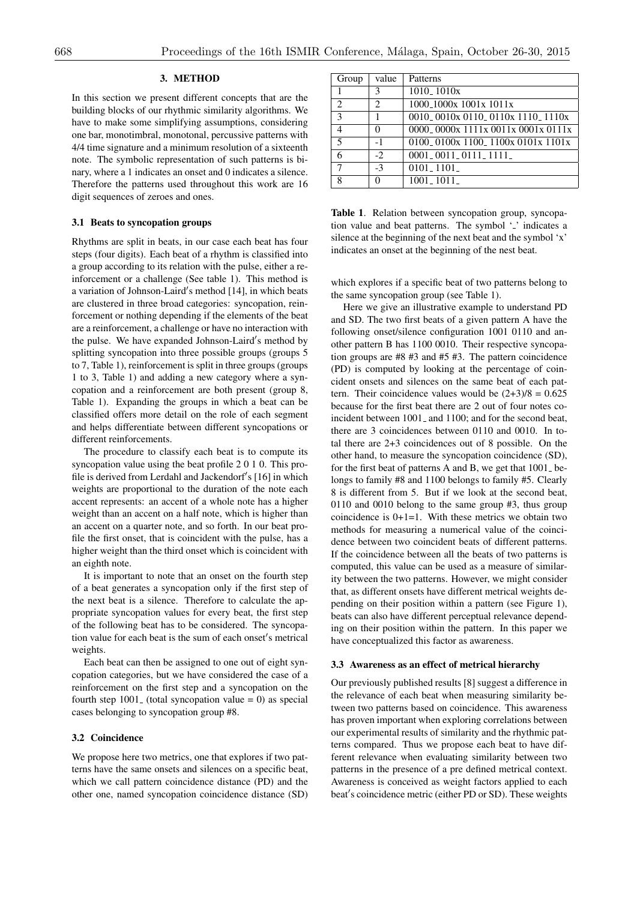## 3. METHOD

In this section we present different concepts that are the building blocks of our rhythmic similarity algorithms. We have to make some simplifying assumptions, considering one bar, monotimbral, monotonal, percussive patterns with 4/4 time signature and a minimum resolution of a sixteenth note. The symbolic representation of such patterns is binary, where a 1 indicates an onset and 0 indicates a silence. Therefore the patterns used throughout this work are 16 digit sequences of zeroes and ones.

### 3.1 Beats to syncopation groups

Rhythms are split in beats, in our case each beat has four steps (four digits). Each beat of a rhythm is classified into a group according to its relation with the pulse, either a reinforcement or a challenge (See table 1). This method is a variation of Johnson-Laird′s method [14], in which beats are clustered in three broad categories: syncopation, reinforcement or nothing depending if the elements of the beat are a reinforcement, a challenge or have no interaction with the pulse. We have expanded Johnson-Laird′s method by splitting syncopation into three possible groups (groups 5 to 7, Table 1), reinforcement is split in three groups (groups 1 to 3, Table 1) and adding a new category where a syncopation and a reinforcement are both present (group 8, Table 1). Expanding the groups in which a beat can be classified offers more detail on the role of each segment and helps differentiate between different syncopations or different reinforcements.

The procedure to classify each beat is to compute its syncopation value using the beat profile 2 0 1 0. This profile is derived from Lerdahl and Jackendorf′s [16] in which weights are proportional to the duration of the note each accent represents: an accent of a whole note has a higher weight than an accent on a half note, which is higher than an accent on a quarter note, and so forth. In our beat profile the first onset, that is coincident with the pulse, has a higher weight than the third onset which is coincident with an eighth note.

It is important to note that an onset on the fourth step of a beat generates a syncopation only if the first step of the next beat is a silence. Therefore to calculate the appropriate syncopation values for every beat, the first step of the following beat has to be considered. The syncopation value for each beat is the sum of each onset′s metrical weights.

Each beat can then be assigned to one out of eight syncopation categories, but we have considered the case of a reinforcement on the first step and a syncopation on the fourth step 1001_ (total syncopation value = 0) as special cases belonging to syncopation group #8.

### 3.2 Coincidence

We propose here two metrics, one that explores if two patterns have the same onsets and silences on a specific beat, which we call pattern coincidence distance (PD) and the other one, named syncopation coincidence distance (SD) which explores if a specific beat of two patterns belong to the same syncopation group (see Table 1).

| Group | value | Patterns |
| --- | --- | --- |
| 1 | 3 | 1010_ 1010x |
| 2 | 2 | 1000_1000x 1001x 1011x |
| 3 | 1 | 0010_ 0010x 0110_ 0110x 1110_ 1110x |
| 4 | 0 | 0000_ 0000x 1111x 0011x 0001x 0111x |
| 5 | -1 | 0100_ 0100x 1100_ 1100x 0101x 1101x |
| 6 | -2 | 0001_ 0011_ 0111_ 1111_ |
| 7 | -3 | 0101_ 1101_ |
| 8 | 0 | 1001_ 1011_ |

**Table 1**. Relation between syncopation group, syncopation value and beat patterns. The symbol '_' indicates a silence at the beginning of the next beat and the symbol 'x' indicates an onset at the beginning of the nest beat.

Here we give an illustrative example to understand PD and SD. The two first beats of a given pattern A have the following onset/silence configuration 1001 0110 and another pattern B has 1100 0010. Their respective syncopation groups are #8 #3 and #5 #3. The pattern coincidence (PD) is computed by looking at the percentage of coincident onsets and silences on the same beat of each pattern. Their coincidence values would be $(2+3)/8 = 0.625$ because for the first beat there are 2 out of four notes coincident between 1001_ and 1100; and for the second beat, there are 3 coincidences between 0110 and 0010. In total there are 2+3 coincidences out of 8 possible. On the other hand, to measure the syncopation coincidence (SD), for the first beat of patterns A and B, we get that 1001_ belongs to family #8 and 1100 belongs to family #5. Clearly 8 is different from 5. But if we look at the second beat, 0110 and 0010 belong to the same group #3, thus group coincidence is 0+1=1. With these metrics we obtain two methods for measuring a numerical value of the coincidence between two coincident beats of different patterns. If the coincidence between all the beats of two patterns is computed, this value can be used as a measure of similarity between the two patterns. However, we might consider that, as different onsets have different metrical weights depending on their position within a pattern (see Figure 1), beats can also have different perceptual relevance depending on their position within the pattern. In this paper we have conceptualized this factor as awareness.

### 3.3 Awareness as an effect of metrical hierarchy

Our previously published results [8] suggest a difference in the relevance of each beat when measuring similarity between two patterns based on coincidence. This awareness has proven important when exploring correlations between our experimental results of similarity and the rhythmic patterns compared. Thus we propose each beat to have different relevance when evaluating similarity between two patterns in the presence of a pre defined metrical context. Awareness is conceived as weight factors applied to each beat′s coincidence metric (either PD or SD). These weights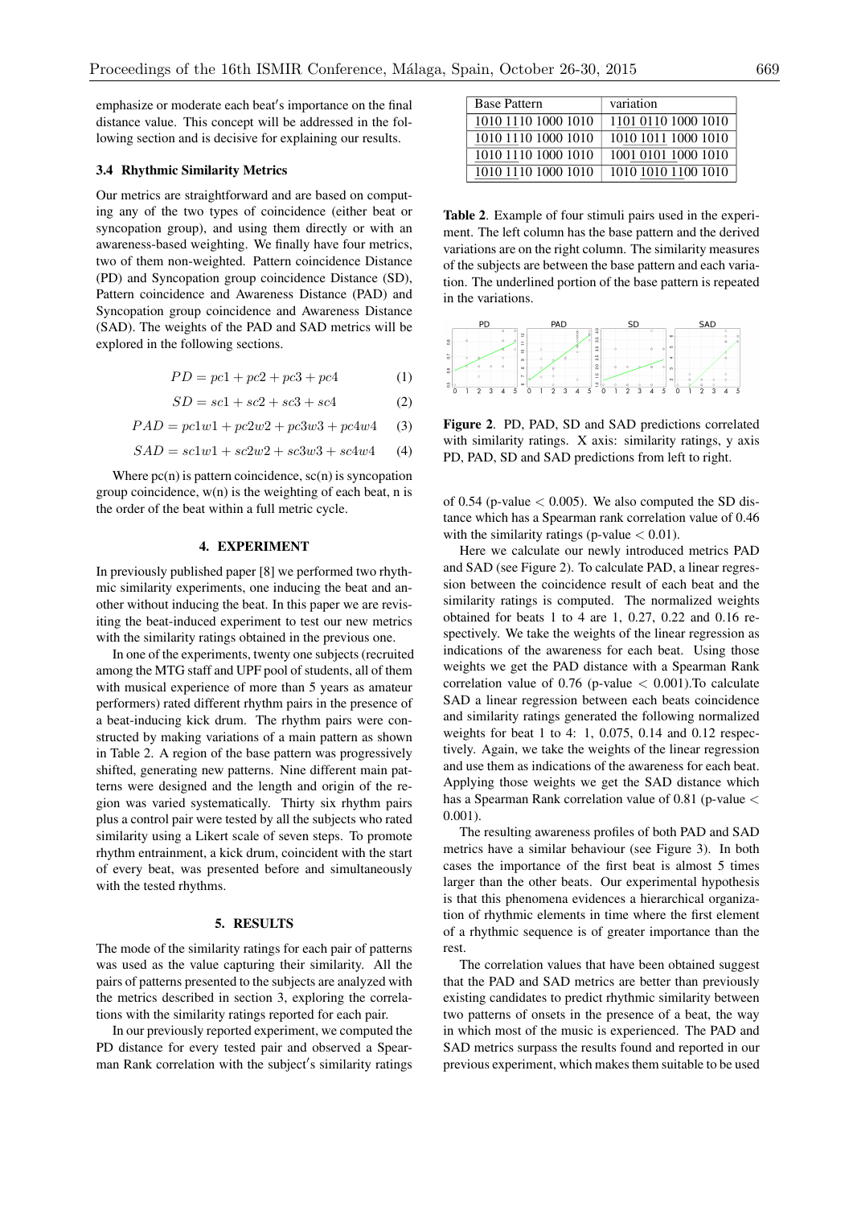emphasize or moderate each beat′s importance on the final distance value. This concept will be addressed in the following section and is decisive for explaining our results.

### 3.4 Rhythmic Similarity Metrics

Our metrics are straightforward and are based on computing any of the two types of coincidence (either beat or syncopation group), and using them directly or with an awareness-based weighting. We finally have four metrics, two of them non-weighted. Pattern coincidence Distance (PD) and Syncopation group coincidence Distance (SD), Pattern coincidence and Awareness Distance (PAD) and Syncopation group coincidence and Awareness Distance (SAD). The weights of the PAD and SAD metrics will be explored in the following sections.

$$PD = pc1 + pc2 + pc3 + pc4 \tag{1}$$

$$SD = sc1 + sc2 + sc3 + sc4 \tag{2}$$

$$PAD = pc1w1 + pc2w2 + pc3w3 + pc4w4 \tag{3}$$

$$SAD = sc1w1 + sc2w2 + sc3w3 + sc4w4 \tag{4}$$

Where pc(n) is pattern coincidence, sc(n) is syncopation group coincidence, w(n) is the weighting of each beat, n is the order of the beat within a full metric cycle.

## 4. EXPERIMENT

In previously published paper [8] we performed two rhythmic similarity experiments, one inducing the beat and another without inducing the beat. In this paper we are revisiting the beat-induced experiment to test our new metrics with the similarity ratings obtained in the previous one.

In one of the experiments, twenty one subjects (recruited among the MTG staff and UPF pool of students, all of them with musical experience of more than 5 years as amateur performers) rated different rhythm pairs in the presence of a beat-inducing kick drum. The rhythm pairs were constructed by making variations of a main pattern as shown in Table 2. A region of the base pattern was progressively shifted, generating new patterns. Nine different main patterns were designed and the length and origin of the region was varied systematically. Thirty six rhythm pairs plus a control pair were tested by all the subjects who rated similarity using a Likert scale of seven steps. To promote rhythm entrainment, a kick drum, coincident with the start of every beat, was presented before and simultaneously with the tested rhythms.

| Base Pattern | variation |
|---|---|
| 1010 1110 1000 1010 | 1101 0110 1000 1010 |
| 1010 1110 1000 1010 | 1010 1011 1000 1010 |
| 1010 1110 1000 1010 | 1001 0101 1000 1010 |
| 1010 1110 1000 1010 | 1010 1010 1100 1010 |

**Table 2**. Example of four stimuli pairs used in the experiment. The left column has the base pattern and the derived variations are on the right column. The similarity measures of the subjects are between the base pattern and each variation. The underlined portion of the base pattern is repeated in the variations.

**Figure 2**. PD, PAD, SD and SAD predictions correlated with similarity ratings. X axis: similarity ratings, y axis PD, PAD, SD and SAD predictions from left to right.

## 5. RESULTS

The mode of the similarity ratings for each pair of patterns was used as the value capturing their similarity. All the pairs of patterns presented to the subjects are analyzed with the metrics described in section 3, exploring the correlations with the similarity ratings reported for each pair.

In our previously reported experiment, we computed the PD distance for every tested pair and observed a Spearman Rank correlation with the subject′s similarity ratings of 0.54 (p-value $< 0.005$). We also computed the SD distance which has a Spearman rank correlation value of 0.46 with the similarity ratings (p-value $< 0.01$).

Here we calculate our newly introduced metrics PAD and SAD (see Figure 2). To calculate PAD, a linear regression between the coincidence result of each beat and the similarity ratings is computed. The normalized weights obtained for beats 1 to 4 are 1, 0.27, 0.22 and 0.16 respectively. We take the weights of the linear regression as indications of the awareness for each beat. Using those weights we get the PAD distance with a Spearman Rank correlation value of 0.76 (p-value $< 0.001$).To calculate SAD a linear regression between each beats coincidence and similarity ratings generated the following normalized weights for beat 1 to 4: 1, 0.075, 0.14 and 0.12 respectively. Again, we take the weights of the linear regression and use them as indications of the awareness for each beat. Applying those weights we get the SAD distance which has a Spearman Rank correlation value of 0.81 (p-value $<$ 0.001).

The resulting awareness profiles of both PAD and SAD metrics have a similar behaviour (see Figure 3). In both cases the importance of the first beat is almost 5 times larger than the other beats. Our experimental hypothesis is that this phenomena evidences a hierarchical organization of rhythmic elements in time where the first element of a rhythmic sequence is of greater importance than the rest.

The correlation values that have been obtained suggest that the PAD and SAD metrics are better than previously existing candidates to predict rhythmic similarity between two patterns of onsets in the presence of a beat, the way in which most of the music is experienced. The PAD and SAD metrics surpass the results found and reported in our previous experiment, which makes them suitable to be used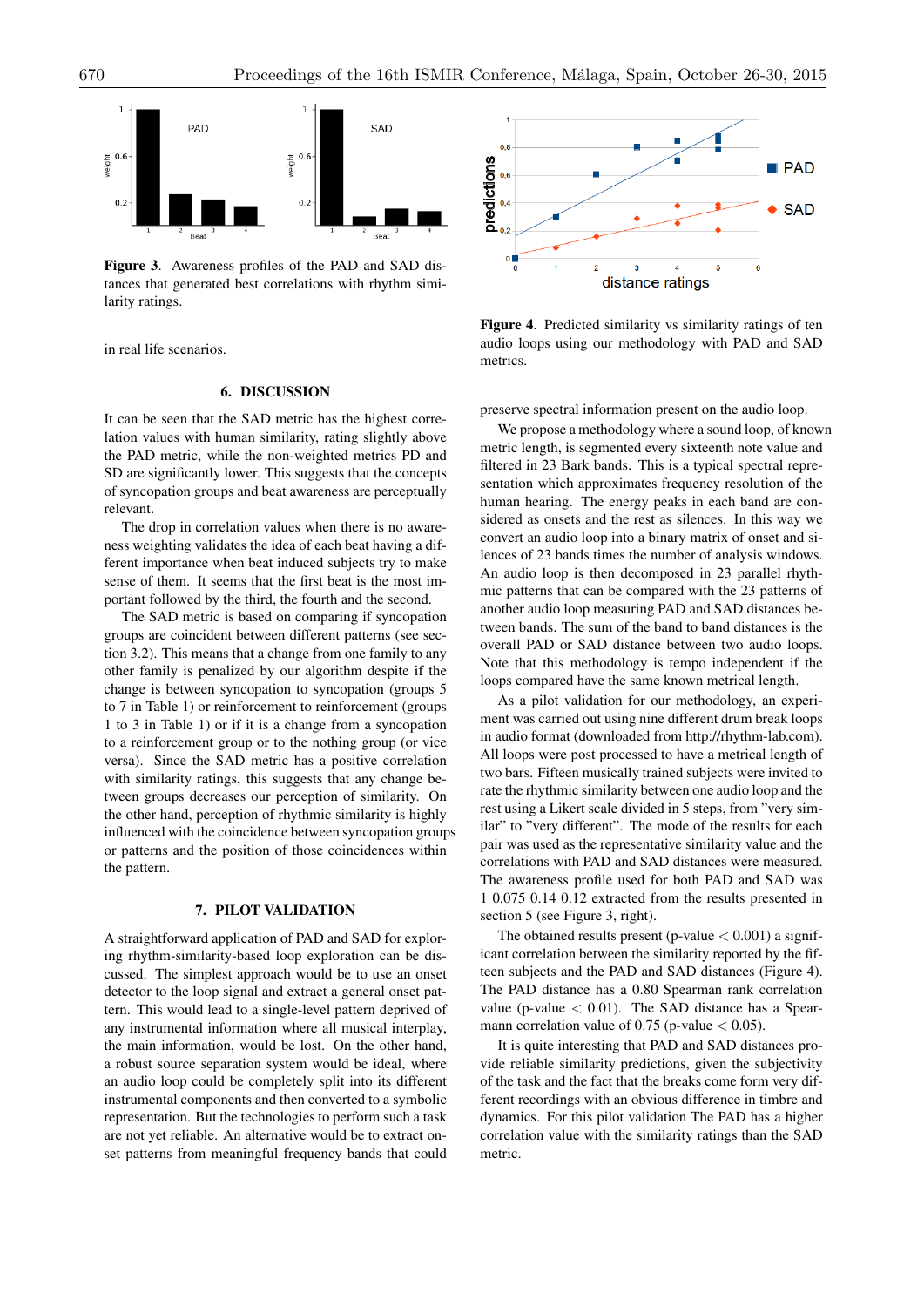**Figure 3**. Awareness profiles of the PAD and SAD distances that generated best correlations with rhythm similarity ratings.

in real life scenarios.

## 6. DISCUSSION

It can be seen that the SAD metric has the highest correlation values with human similarity, rating slightly above the PAD metric, while the non-weighted metrics PD and SD are significantly lower. This suggests that the concepts of syncopation groups and beat awareness are perceptually relevant.

The drop in correlation values when there is no awareness weighting validates the idea of each beat having a different importance when beat induced subjects try to make sense of them. It seems that the first beat is the most important followed by the third, the fourth and the second.

The SAD metric is based on comparing if syncopation groups are coincident between different patterns (see section 3.2). This means that a change from one family to any other family is penalized by our algorithm despite if the change is between syncopation to syncopation (groups 5 to 7 in Table 1) or reinforcement to reinforcement (groups 1 to 3 in Table 1) or if it is a change from a syncopation to a reinforcement group or to the nothing group (or vice versa). Since the SAD metric has a positive correlation with similarity ratings, this suggests that any change between groups decreases our perception of similarity. On the other hand, perception of rhythmic similarity is highly influenced with the coincidence between syncopation groups or patterns and the position of those coincidences within the pattern.

## 7. PILOT VALIDATION

A straightforward application of PAD and SAD for exploring rhythm-similarity-based loop exploration can be discussed. The simplest approach would be to use an onset detector to the loop signal and extract a general onset pattern. This would lead to a single-level pattern deprived of any instrumental information where all musical interplay, the main information, would be lost. On the other hand, a robust source separation system would be ideal, where an audio loop could be completely split into its different instrumental components and then converted to a symbolic representation. But the technologies to perform such a task are not yet reliable. An alternative would be to extract onset patterns from meaningful frequency bands that could preserve spectral information present on the audio loop.

**Figure 4**. Predicted similarity vs similarity ratings of ten audio loops using our methodology with PAD and SAD metrics.

We propose a methodology where a sound loop, of known metric length, is segmented every sixteenth note value and filtered in 23 Bark bands. This is a typical spectral representation which approximates frequency resolution of the human hearing. The energy peaks in each band are considered as onsets and the rest as silences. In this way we convert an audio loop into a binary matrix of onset and silences of 23 bands times the number of analysis windows. An audio loop is then decomposed in 23 parallel rhythmic patterns that can be compared with the 23 patterns of another audio loop measuring PAD and SAD distances between bands. The sum of the band to band distances is the overall PAD or SAD distance between two audio loops. Note that this methodology is tempo independent if the loops compared have the same known metrical length.

As a pilot validation for our methodology, an experiment was carried out using nine different drum break loops in audio format (downloaded from http://rhythm-lab.com). All loops were post processed to have a metrical length of two bars. Fifteen musically trained subjects were invited to rate the rhythmic similarity between one audio loop and the rest using a Likert scale divided in 5 steps, from "very similar" to "very different". The mode of the results for each pair was used as the representative similarity value and the correlations with PAD and SAD distances were measured. The awareness profile used for both PAD and SAD was 1 0.075 0.14 0.12 extracted from the results presented in section 5 (see Figure 3, right).

The obtained results present (p-value $< 0.001$) a significant correlation between the similarity reported by the fifteen subjects and the PAD and SAD distances (Figure 4). The PAD distance has a 0.80 Spearman rank correlation value (p-value $< 0.01$). The SAD distance has a Spearmann correlation value of 0.75 (p-value $< 0.05$).

It is quite interesting that PAD and SAD distances provide reliable similarity predictions, given the subjectivity of the task and the fact that the breaks come form very different recordings with an obvious difference in timbre and dynamics. For this pilot validation The PAD has a higher correlation value with the similarity ratings than the SAD metric.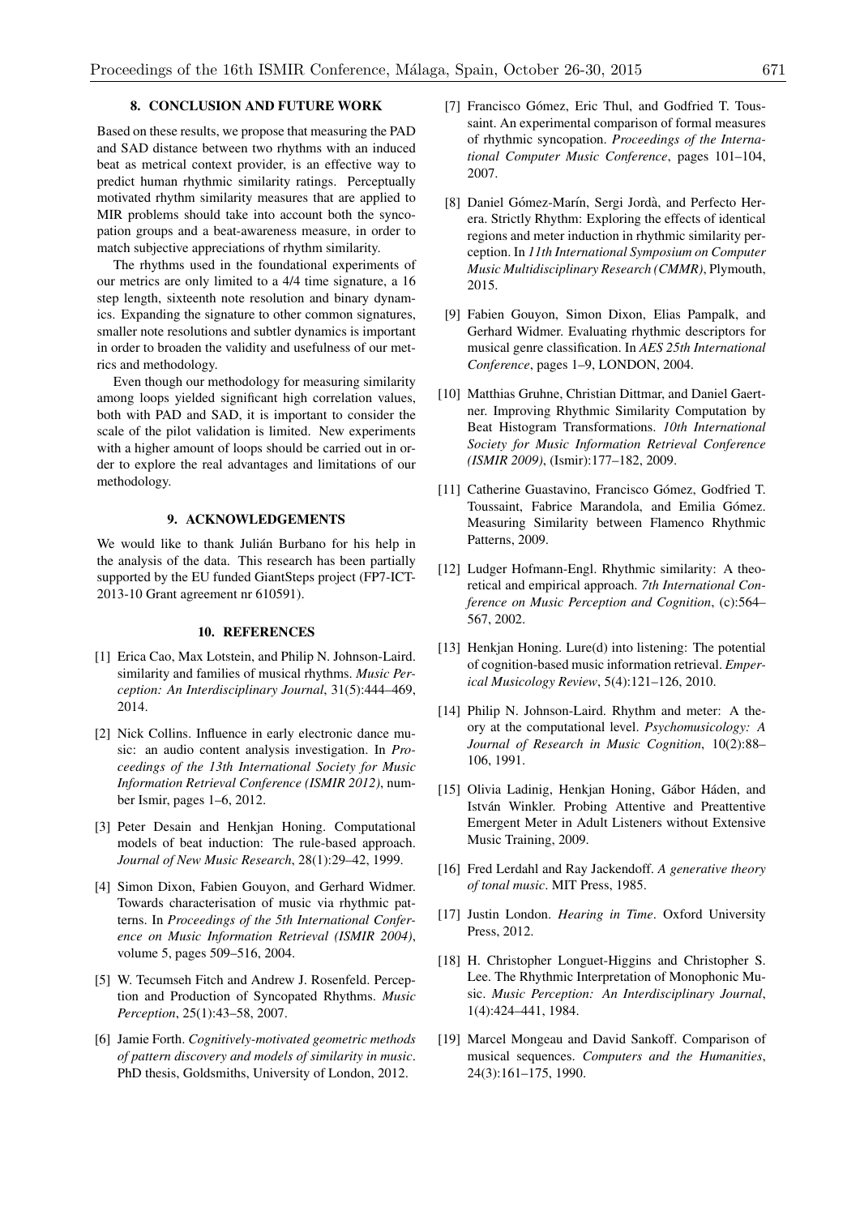## 8. CONCLUSION AND FUTURE WORK

Based on these results, we propose that measuring the PAD and SAD distance between two rhythms with an induced beat as metrical context provider, is an effective way to predict human rhythmic similarity ratings. Perceptually motivated rhythm similarity measures that are applied to MIR problems should take into account both the syncopation groups and a beat-awareness measure, in order to match subjective appreciations of rhythm similarity.

The rhythms used in the foundational experiments of our metrics are only limited to a 4/4 time signature, a 16 step length, sixteenth note resolution and binary dynamics. Expanding the signature to other common signatures, smaller note resolutions and subtler dynamics is important in order to broaden the validity and usefulness of our metrics and methodology.

Even though our methodology for measuring similarity among loops yielded significant high correlation values, both with PAD and SAD, it is important to consider the scale of the pilot validation is limited. New experiments with a higher amount of loops should be carried out in order to explore the real advantages and limitations of our methodology.

## 9. ACKNOWLEDGEMENTS

We would like to thank Julián Burbano for his help in the analysis of the data. This research has been partially supported by the EU funded GiantSteps project (FP7-ICT-2013-10 Grant agreement nr 610591).

## 10. REFERENCES

[1] Erica Cao, Max Lotstein, and Philip N. Johnson-Laird. similarity and families of musical rhythms. *Music Perception: An Interdisciplinary Journal*, 31(5):444–469, 2014.

[2] Nick Collins. Influence in early electronic dance music: an audio content analysis investigation. In *Proceedings of the 13th International Society for Music Information Retrieval Conference (ISMIR 2012)*, number Ismir, pages 1–6, 2012.

[3] Peter Desain and Henkjan Honing. Computational models of beat induction: The rule-based approach. *Journal of New Music Research*, 28(1):29–42, 1999.

[4] Simon Dixon, Fabien Gouyon, and Gerhard Widmer. Towards characterisation of music via rhythmic patterns. In *Proceedings of the 5th International Conference on Music Information Retrieval (ISMIR 2004)*, volume 5, pages 509–516, 2004.

[5] W. Tecumseh Fitch and Andrew J. Rosenfeld. Perception and Production of Syncopated Rhythms. *Music Perception*, 25(1):43–58, 2007.

[6] Jamie Forth. *Cognitively-motivated geometric methods of pattern discovery and models of similarity in music*. PhD thesis, Goldsmiths, University of London, 2012.

[7] Francisco Gómez, Eric Thul, and Godfried T. Toussaint. An experimental comparison of formal measures of rhythmic syncopation. *Proceedings of the International Computer Music Conference*, pages 101–104, 2007.

[8] Daniel Gómez-Marín, Sergi Jordà, and Perfecto Herera. Strictly Rhythm: Exploring the effects of identical regions and meter induction in rhythmic similarity perception. In *11th International Symposium on Computer Music Multidisciplinary Research (CMMR)*, Plymouth, 2015.

[9] Fabien Gouyon, Simon Dixon, Elias Pampalk, and Gerhard Widmer. Evaluating rhythmic descriptors for musical genre classification. In *AES 25th International Conference*, pages 1–9, LONDON, 2004.

[10] Matthias Gruhne, Christian Dittmar, and Daniel Gaertner. Improving Rhythmic Similarity Computation by Beat Histogram Transformations. *10th International Society for Music Information Retrieval Conference (ISMIR 2009)*, (Ismir):177–182, 2009.

[11] Catherine Guastavino, Francisco Gómez, Godfried T. Toussaint, Fabrice Marandola, and Emilia Gómez. Measuring Similarity between Flamenco Rhythmic Patterns, 2009.

[12] Ludger Hofmann-Engl. Rhythmic similarity: A theoretical and empirical approach. *7th International Conference on Music Perception and Cognition*, (c):564–567, 2002.

[13] Henkjan Honing. Lure(d) into listening: The potential of cognition-based music information retrieval. *Emperical Musicology Review*, 5(4):121–126, 2010.

[14] Philip N. Johnson-Laird. Rhythm and meter: A theory at the computational level. *Psychomusicology: A Journal of Research in Music Cognition*, 10(2):88–106, 1991.

[15] Olivia Ladinig, Henkjan Honing, Gábor Háden, and István Winkler. Probing Attentive and Preattentive Emergent Meter in Adult Listeners without Extensive Music Training, 2009.

[16] Fred Lerdahl and Ray Jackendoff. *A generative theory of tonal music*. MIT Press, 1985.

[17] Justin London. *Hearing in Time*. Oxford University Press, 2012.

[18] H. Christopher Longuet-Higgins and Christopher S. Lee. The Rhythmic Interpretation of Monophonic Music. *Music Perception: An Interdisciplinary Journal*, 1(4):424–441, 1984.

[19] Marcel Mongeau and David Sankoff. Comparison of musical sequences. *Computers and the Humanities*, 24(3):161–175, 1990.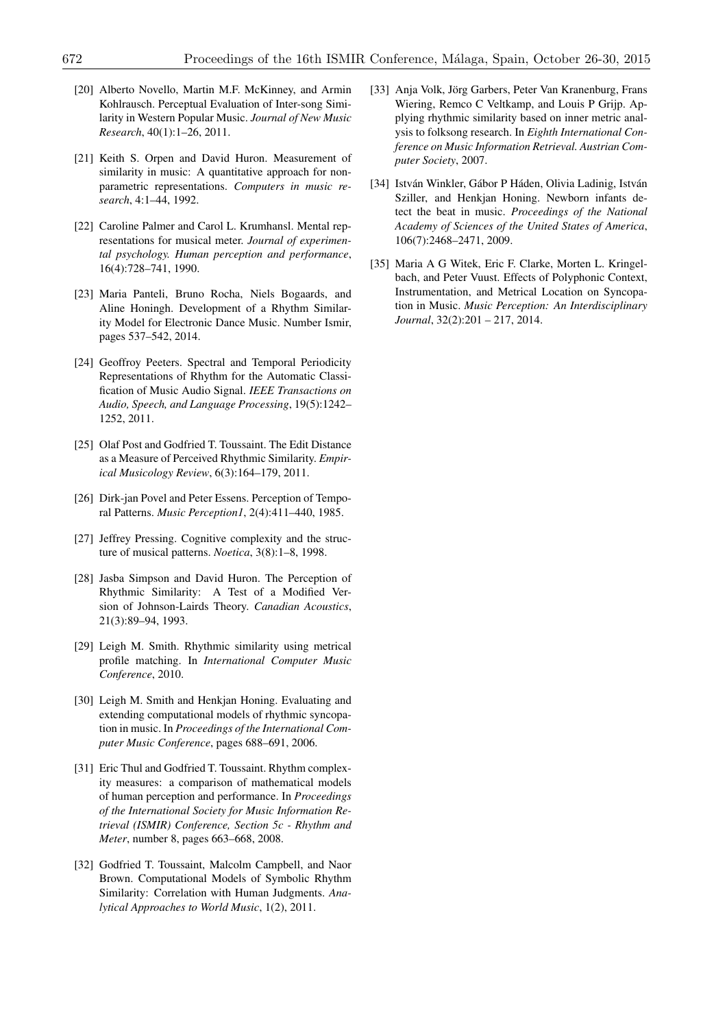[20] Alberto Novello, Martin M.F. McKinney, and Armin Kohlrausch. Perceptual Evaluation of Inter-song Similarity in Western Popular Music. *Journal of New Music Research*, 40(1):1–26, 2011.

[21] Keith S. Orpen and David Huron. Measurement of similarity in music: A quantitative approach for non-parametric representations. *Computers in music research*, 4:1–44, 1992.

[22] Caroline Palmer and Carol L. Krumhansl. Mental representations for musical meter. *Journal of experimental psychology. Human perception and performance*, 16(4):728–741, 1990.

[23] Maria Panteli, Bruno Rocha, Niels Bogaards, and Aline Honingh. Development of a Rhythm Similarity Model for Electronic Dance Music. Number Ismir, pages 537–542, 2014.

[24] Geoffroy Peeters. Spectral and Temporal Periodicity Representations of Rhythm for the Automatic Classification of Music Audio Signal. *IEEE Transactions on Audio, Speech, and Language Processing*, 19(5):1242–1252, 2011.

[25] Olaf Post and Godfried T. Toussaint. The Edit Distance as a Measure of Perceived Rhythmic Similarity. *Empirical Musicology Review*, 6(3):164–179, 2011.

[26] Dirk-jan Povel and Peter Essens. Perception of Temporal Patterns. *Music Perception1*, 2(4):411–440, 1985.

[27] Jeffrey Pressing. Cognitive complexity and the structure of musical patterns. *Noetica*, 3(8):1–8, 1998.

[28] Jasba Simpson and David Huron. The Perception of Rhythmic Similarity: A Test of a Modified Version of Johnson-Lairds Theory. *Canadian Acoustics*, 21(3):89–94, 1993.

[29] Leigh M. Smith. Rhythmic similarity using metrical profile matching. In *International Computer Music Conference*, 2010.

[30] Leigh M. Smith and Henkjan Honing. Evaluating and extending computational models of rhythmic syncopation in music. In *Proceedings of the International Computer Music Conference*, pages 688–691, 2006.

[31] Eric Thul and Godfried T. Toussaint. Rhythm complexity measures: a comparison of mathematical models of human perception and performance. In *Proceedings of the International Society for Music Information Retrieval (ISMIR) Conference, Section 5c - Rhythm and Meter*, number 8, pages 663–668, 2008.

[32] Godfried T. Toussaint, Malcolm Campbell, and Naor Brown. Computational Models of Symbolic Rhythm Similarity: Correlation with Human Judgments. *Analytical Approaches to World Music*, 1(2), 2011.

[33] Anja Volk, Jörg Garbers, Peter Van Kranenburg, Frans Wiering, Remco C Veltkamp, and Louis P Grijp. Applying rhythmic similarity based on inner metric analysis to folksong research. In *Eighth International Conference on Music Information Retrieval. Austrian Computer Society*, 2007.

[34] István Winkler, Gábor P Háden, Olivia Ladinig, István Sziller, and Henkjan Honing. Newborn infants detect the beat in music. *Proceedings of the National Academy of Sciences of the United States of America*, 106(7):2468–2471, 2009.

[35] Maria A G Witek, Eric F. Clarke, Morten L. Kringelbach, and Peter Vuust. Effects of Polyphonic Context, Instrumentation, and Metrical Location on Syncopation in Music. *Music Perception: An Interdisciplinary Journal*, 32(2):201 – 217, 2014.